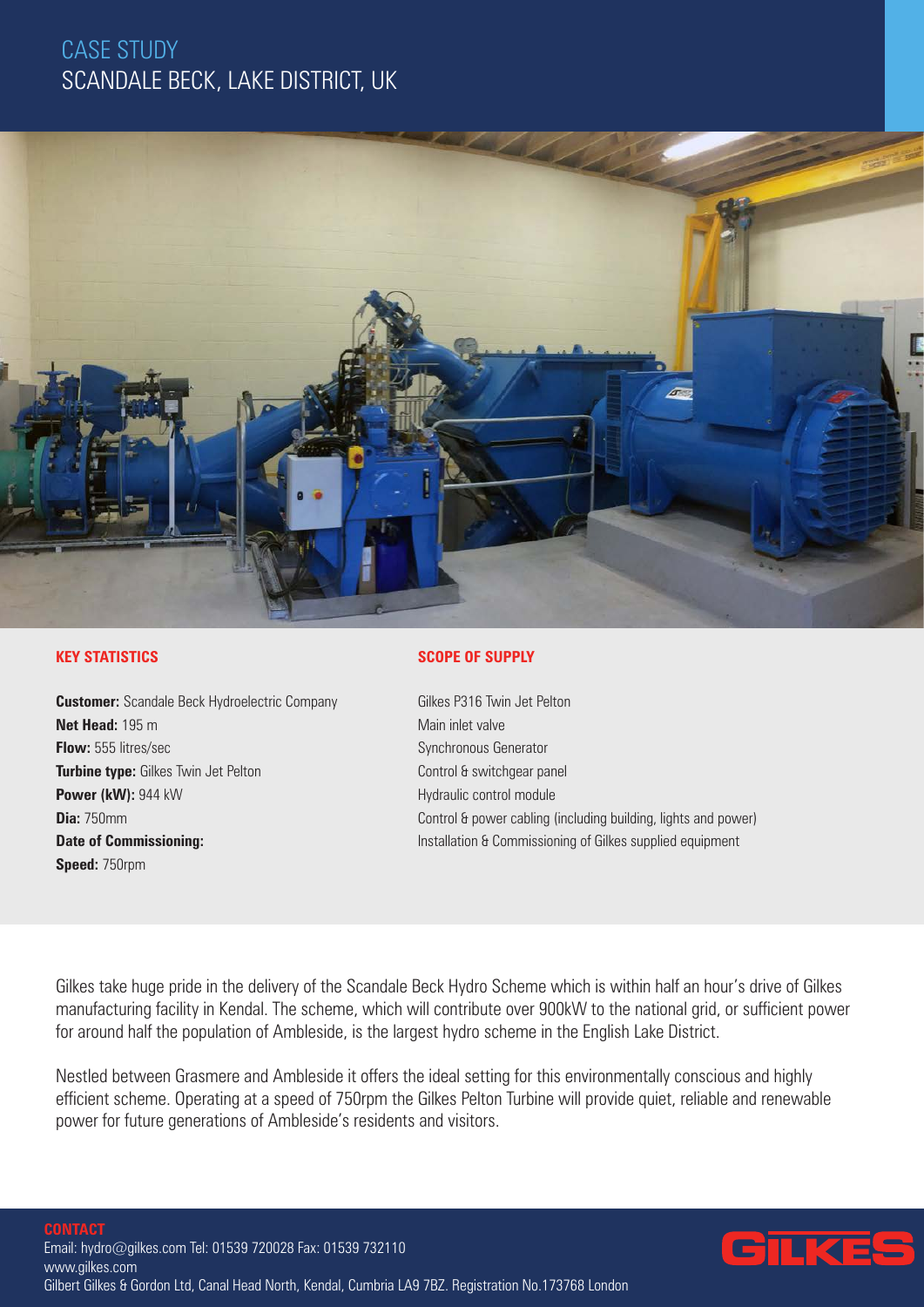# CASE STUDY
## SCANDALE BECK, LAKE DISTRICT, UK

### KEY STATISTICS

**Customer:** Scandale Beck Hydroelectric Company
**Net Head:** 195 m
**Flow:** 555 litres/sec
**Turbine type:** Gilkes Twin Jet Pelton
**Power (kW):** 944 kW
**Dia:** 750mm
**Date of Commissioning:**
**Speed:** 750rpm

### SCOPE OF SUPPLY

Gilkes P316 Twin Jet Pelton
Main inlet valve
Synchronous Generator
Control & switchgear panel
Hydraulic control module
Control & power cabling (including building, lights and power)
Installation & Commissioning of Gilkes supplied equipment

Gilkes take huge pride in the delivery of the Scandale Beck Hydro Scheme which is within half an hour's drive of Gilkes manufacturing facility in Kendal. The scheme, which will contribute over 900kW to the national grid, or sufficient power for around half the population of Ambleside, is the largest hydro scheme in the English Lake District.

Nestled between Grasmere and Ambleside it offers the ideal setting for this environmentally conscious and highly efficient scheme. Operating at a speed of 750rpm the Gilkes Pelton Turbine will provide quiet, reliable and renewable power for future generations of Ambleside's residents and visitors.

**CONTACT**
Email: hydro@gilkes.com Tel: 01539 720028 Fax: 01539 732110
www.gilkes.com
Gilbert Gilkes & Gordon Ltd, Canal Head North, Kendal, Cumbria LA9 7BZ. Registration No.173768 London

GILKES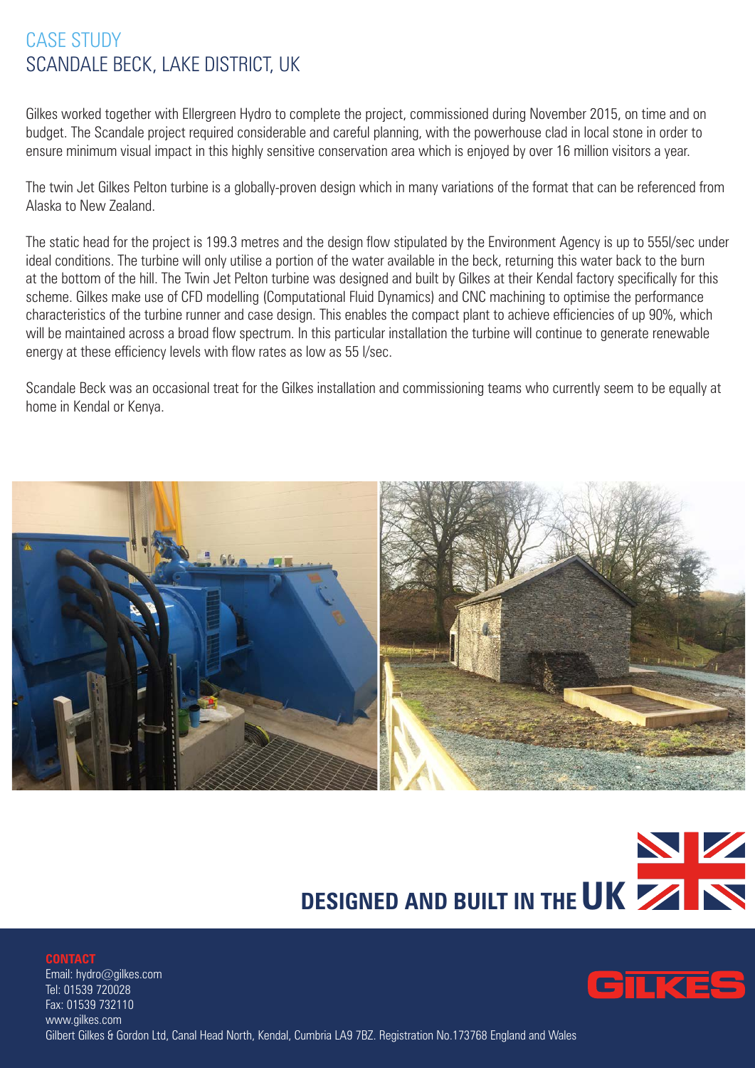# CASE STUDY
## SCANDALE BECK, LAKE DISTRICT, UK

Gilkes worked together with Ellergreen Hydro to complete the project, commissioned during November 2015, on time and on budget. The Scandale project required considerable and careful planning, with the powerhouse clad in local stone in order to ensure minimum visual impact in this highly sensitive conservation area which is enjoyed by over 16 million visitors a year.

The twin Jet Gilkes Pelton turbine is a globally-proven design which in many variations of the format that can be referenced from Alaska to New Zealand.

The static head for the project is 199.3 metres and the design flow stipulated by the Environment Agency is up to 555l/sec under ideal conditions. The turbine will only utilise a portion of the water available in the beck, returning this water back to the burn at the bottom of the hill. The Twin Jet Pelton turbine was designed and built by Gilkes at their Kendal factory specifically for this scheme. Gilkes make use of CFD modelling (Computational Fluid Dynamics) and CNC machining to optimise the performance characteristics of the turbine runner and case design. This enables the compact plant to achieve efficiencies of up 90%, which will be maintained across a broad flow spectrum. In this particular installation the turbine will continue to generate renewable energy at these efficiency levels with flow rates as low as 55 l/sec.

Scandale Beck was an occasional treat for the Gilkes installation and commissioning teams who currently seem to be equally at home in Kendal or Kenya.

**DESIGNED AND BUILT IN THE UK**

**CONTACT**
Email: hydro@gilkes.com
Tel: 01539 720028
Fax: 01539 732110
www.gilkes.com
Gilbert Gilkes & Gordon Ltd, Canal Head North, Kendal, Cumbria LA9 7BZ. Registration No.173768 England and Wales

GILKES